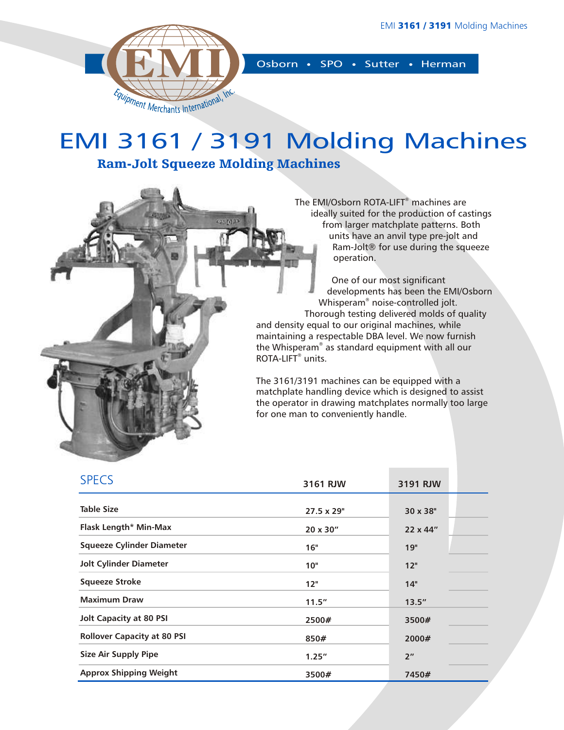Osborn • SPO • Sutter • Herman

# EMI 3161 / 3191 Molding Machines

## Ram-Jolt Squeeze Molding Machines

The EMI/Osborn ROTA-LIFT® machines are ideally suited for the production of castings from larger matchplate patterns. Both units have an anvil type pre-jolt and Ram-Jolt® for use during the squeeze operation.

One of our most significant developments has been the EMI/Osborn Whisperam® noise-controlled jolt. Thorough testing delivered molds of quality and density equal to our original machines, while maintaining a respectable DBA level. We now furnish the Whisperam® as standard equipment with all our ROTA-LIFT® units.

The 3161/3191 machines can be equipped with a matchplate handling device which is designed to assist the operator in drawing matchplates normally too large for one man to conveniently handle.

## SPECS

| | 3161 RJW | 3191 RJW |
|---|---|---|
| Table Size | 27.5 x 29" | 30 x 38" |
| Flask Length* Min-Max | 20 x 30" | 22 x 44" |
| Squeeze Cylinder Diameter | 16" | 19" |
| Jolt Cylinder Diameter | 10" | 12" |
| Squeeze Stroke | 12" | 14" |
| Maximum Draw | 11.5" | 13.5" |
| Jolt Capacity at 80 PSI | 2500# | 3500# |
| Rollover Capacity at 80 PSI | 850# | 2000# |
| Size Air Supply Pipe | 1.25" | 2" |
| Approx Shipping Weight | 3500# | 7450# |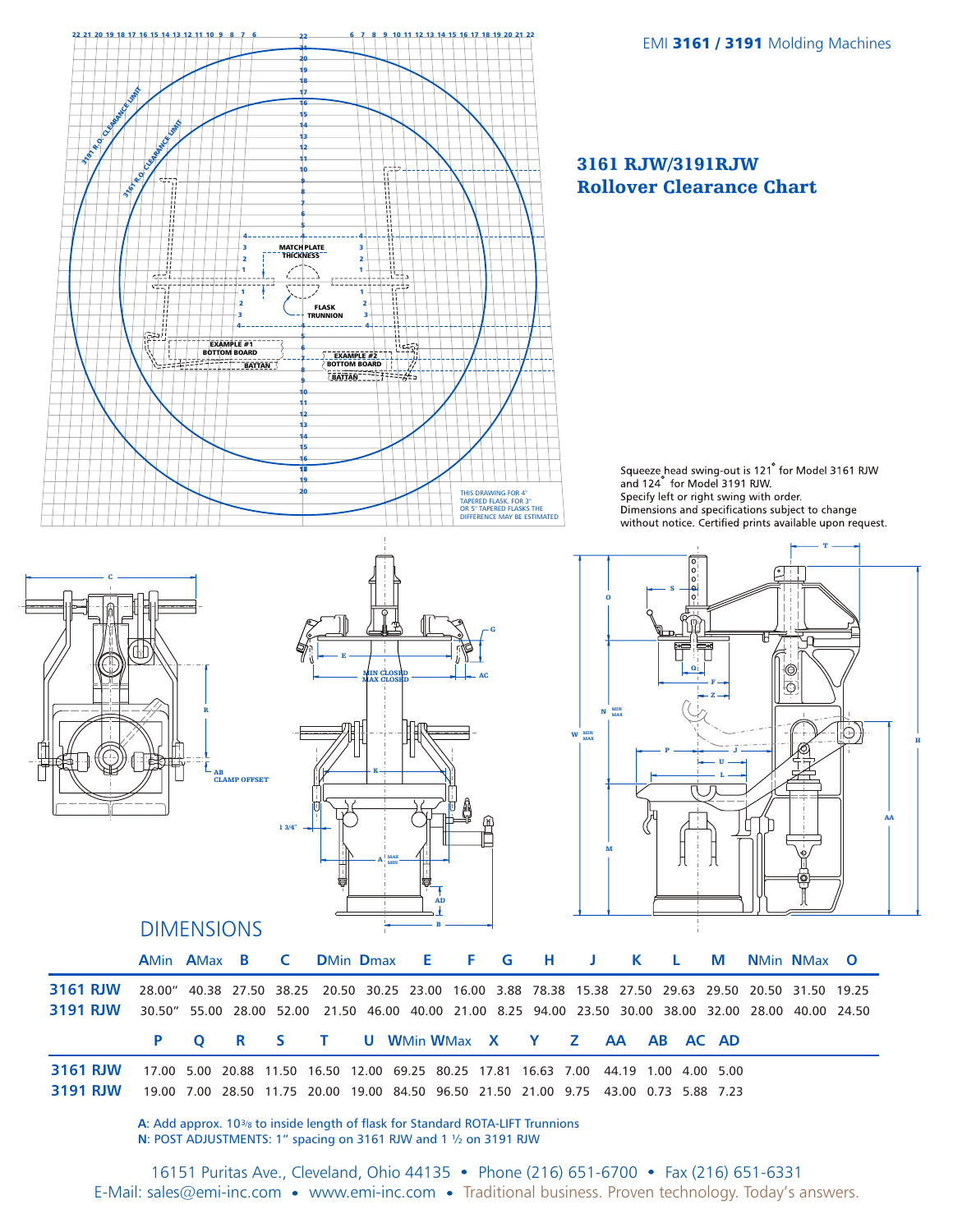EMI **3161 / 3191** Molding Machines

## 3161 RJW/3191RJW Rollover Clearance Chart

22 21 20 19 18 17 16 15 14 13 12 11 10 9 8 7 6

6 7 8 9 10 11 12 13 14 15 16 17 18 19 20 21 22

3191 R.O. CLEARANCE LIMIT

3161 R.O. CLEARANCE LIMIT

MATCH PLATE THICKNESS

FLASK TRUNNION

EXAMPLE #1 BOTTOM BOARD

BATTAN

EXAMPLE #2 BOTTOM BOARD

BATTAN

THIS DRAWING FOR 4° TAPERED FLASK. FOR 3° OR 5° TAPERED FLASKS THE DIFFERENCE MAY BE ESTIMATED

Squeeze head swing-out is 121° for Model 3161 RJW and 124° for Model 3191 RJW.
Specify left or right swing with order.
Dimensions and specifications subject to change without notice. Certified prints available upon request.

C

R

AB CLAMP OFFSET

G

E

MIN CLOSED
MAX CLOSED

AC

K

1 3/4"

A MAX MIN

AD

B

O

S

Q

F

Z

N MIN MAX

W MIN MAX

P

J

U

L

M

T

H

AA

## DIMENSIONS

| | AMin | AMax | B | C | DMin | Dmax | E | F | G | H | J | K | L | M | NMin | NMax | O |
|---|---|---|---|---|---|---|---|---|---|---|---|---|---|---|---|---|---|
| **3161 RJW** | 28.00" | 40.38 | 27.50 | 38.25 | 20.50 | 30.25 | 23.00 | 16.00 | 3.88 | 78.38 | 15.38 | 27.50 | 29.63 | 29.50 | 20.50 | 31.50 | 19.25 |
| **3191 RJW** | 30.50" | 55.00 | 28.00 | 52.00 | 21.50 | 46.00 | 40.00 | 21.00 | 8.25 | 94.00 | 23.50 | 30.00 | 38.00 | 32.00 | 28.00 | 40.00 | 24.50 |

| | P | Q | R | S | T | U | WMin | WMax | X | Y | Z | AA | AB | AC | AD |
|---|---|---|---|---|---|---|---|---|---|---|---|---|---|---|---|
| **3161 RJW** | 17.00 | 5.00 | 20.88 | 11.50 | 16.50 | 12.00 | 69.25 | 80.25 | 17.81 | 16.63 | 7.00 | 44.19 | 1.00 | 4.00 | 5.00 |
| **3191 RJW** | 19.00 | 7.00 | 28.50 | 11.75 | 20.00 | 19.00 | 84.50 | 96.50 | 21.50 | 21.00 | 9.75 | 43.00 | 0.73 | 5.88 | 7.23 |

**A**: Add approx. 10 3/8 to inside length of flask for Standard ROTA-LIFT Trunnions
**N**: POST ADJUSTMENTS: 1" spacing on 3161 RJW and 1 ½ on 3191 RJW

16151 Puritas Ave., Cleveland, Ohio 44135 • Phone (216) 651-6700 • Fax (216) 651-6331
E-Mail: sales@emi-inc.com • www.emi-inc.com • Traditional business. Proven technology. Today's answers.